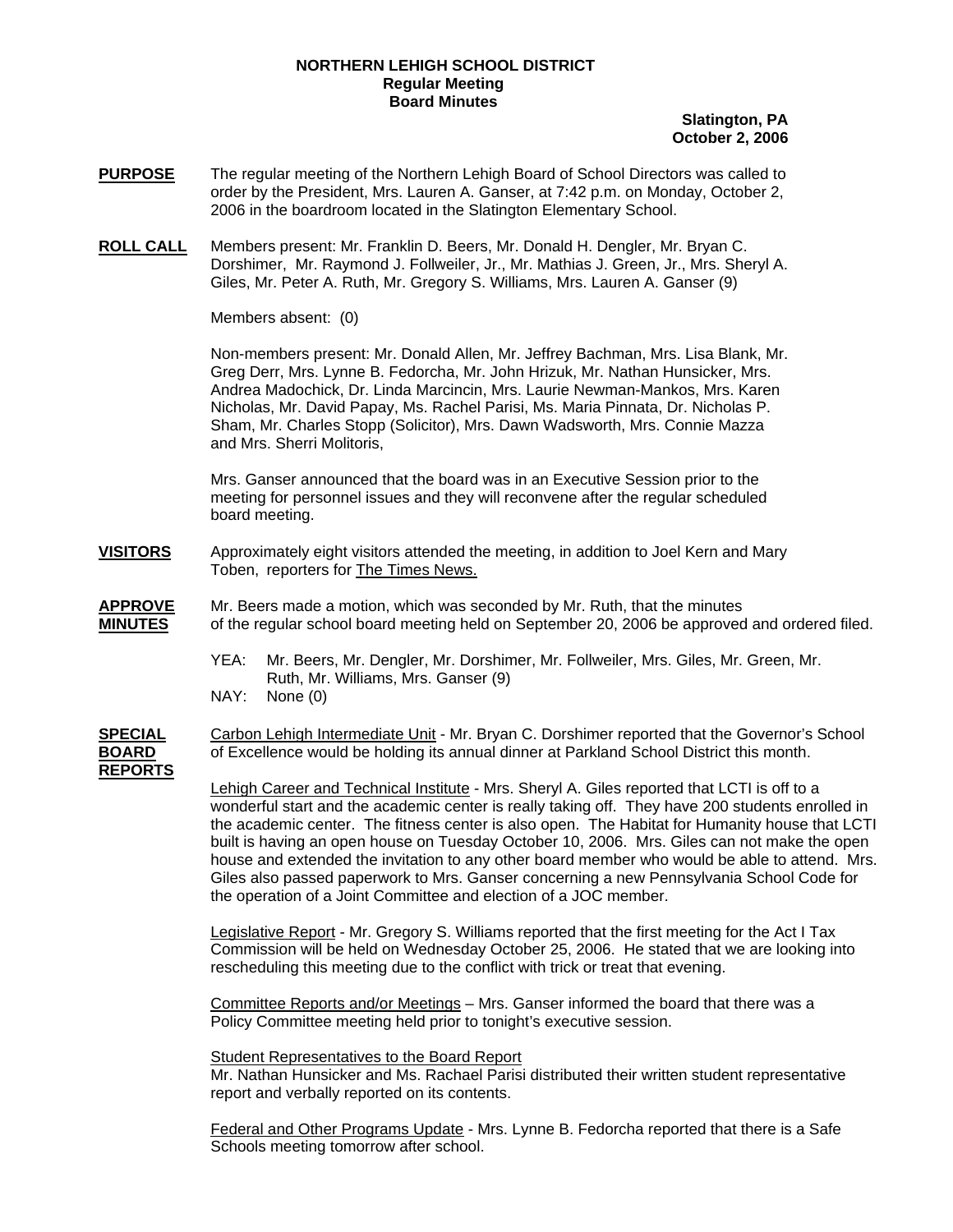**NORTHERN LEHIGH SCHOOL DISTRICT**
**Regular Meeting**
**Board Minutes**

**Slatington, PA**
**October 2, 2006**

**PURPOSE** The regular meeting of the Northern Lehigh Board of School Directors was called to order by the President, Mrs. Lauren A. Ganser, at 7:42 p.m. on Monday, October 2, 2006 in the boardroom located in the Slatington Elementary School.

**ROLL CALL** Members present: Mr. Franklin D. Beers, Mr. Donald H. Dengler, Mr. Bryan C. Dorshimer, Mr. Raymond J. Follweiler, Jr., Mr. Mathias J. Green, Jr., Mrs. Sheryl A. Giles, Mr. Peter A. Ruth, Mr. Gregory S. Williams, Mrs. Lauren A. Ganser (9)

Members absent: (0)

Non-members present: Mr. Donald Allen, Mr. Jeffrey Bachman, Mrs. Lisa Blank, Mr. Greg Derr, Mrs. Lynne B. Fedorcha, Mr. John Hrizuk, Mr. Nathan Hunsicker, Mrs. Andrea Madochick, Dr. Linda Marcincin, Mrs. Laurie Newman-Mankos, Mrs. Karen Nicholas, Mr. David Papay, Ms. Rachel Parisi, Ms. Maria Pinnata, Dr. Nicholas P. Sham, Mr. Charles Stopp (Solicitor), Mrs. Dawn Wadsworth, Mrs. Connie Mazza and Mrs. Sherri Molitoris,

Mrs. Ganser announced that the board was in an Executive Session prior to the meeting for personnel issues and they will reconvene after the regular scheduled board meeting.

**VISITORS** Approximately eight visitors attended the meeting, in addition to Joel Kern and Mary Toben, reporters for The Times News.

**APPROVE MINUTES** Mr. Beers made a motion, which was seconded by Mr. Ruth, that the minutes of the regular school board meeting held on September 20, 2006 be approved and ordered filed.

YEA: Mr. Beers, Mr. Dengler, Mr. Dorshimer, Mr. Follweiler, Mrs. Giles, Mr. Green, Mr. Ruth, Mr. Williams, Mrs. Ganser (9)
NAY: None (0)

**SPECIAL BOARD REPORTS** Carbon Lehigh Intermediate Unit - Mr. Bryan C. Dorshimer reported that the Governor's School of Excellence would be holding its annual dinner at Parkland School District this month.

Lehigh Career and Technical Institute - Mrs. Sheryl A. Giles reported that LCTI is off to a wonderful start and the academic center is really taking off. They have 200 students enrolled in the academic center. The fitness center is also open. The Habitat for Humanity house that LCTI built is having an open house on Tuesday October 10, 2006. Mrs. Giles can not make the open house and extended the invitation to any other board member who would be able to attend. Mrs. Giles also passed paperwork to Mrs. Ganser concerning a new Pennsylvania School Code for the operation of a Joint Committee and election of a JOC member.

Legislative Report - Mr. Gregory S. Williams reported that the first meeting for the Act I Tax Commission will be held on Wednesday October 25, 2006. He stated that we are looking into rescheduling this meeting due to the conflict with trick or treat that evening.

Committee Reports and/or Meetings – Mrs. Ganser informed the board that there was a Policy Committee meeting held prior to tonight's executive session.

Student Representatives to the Board Report
Mr. Nathan Hunsicker and Ms. Rachael Parisi distributed their written student representative report and verbally reported on its contents.

Federal and Other Programs Update - Mrs. Lynne B. Fedorcha reported that there is a Safe Schools meeting tomorrow after school.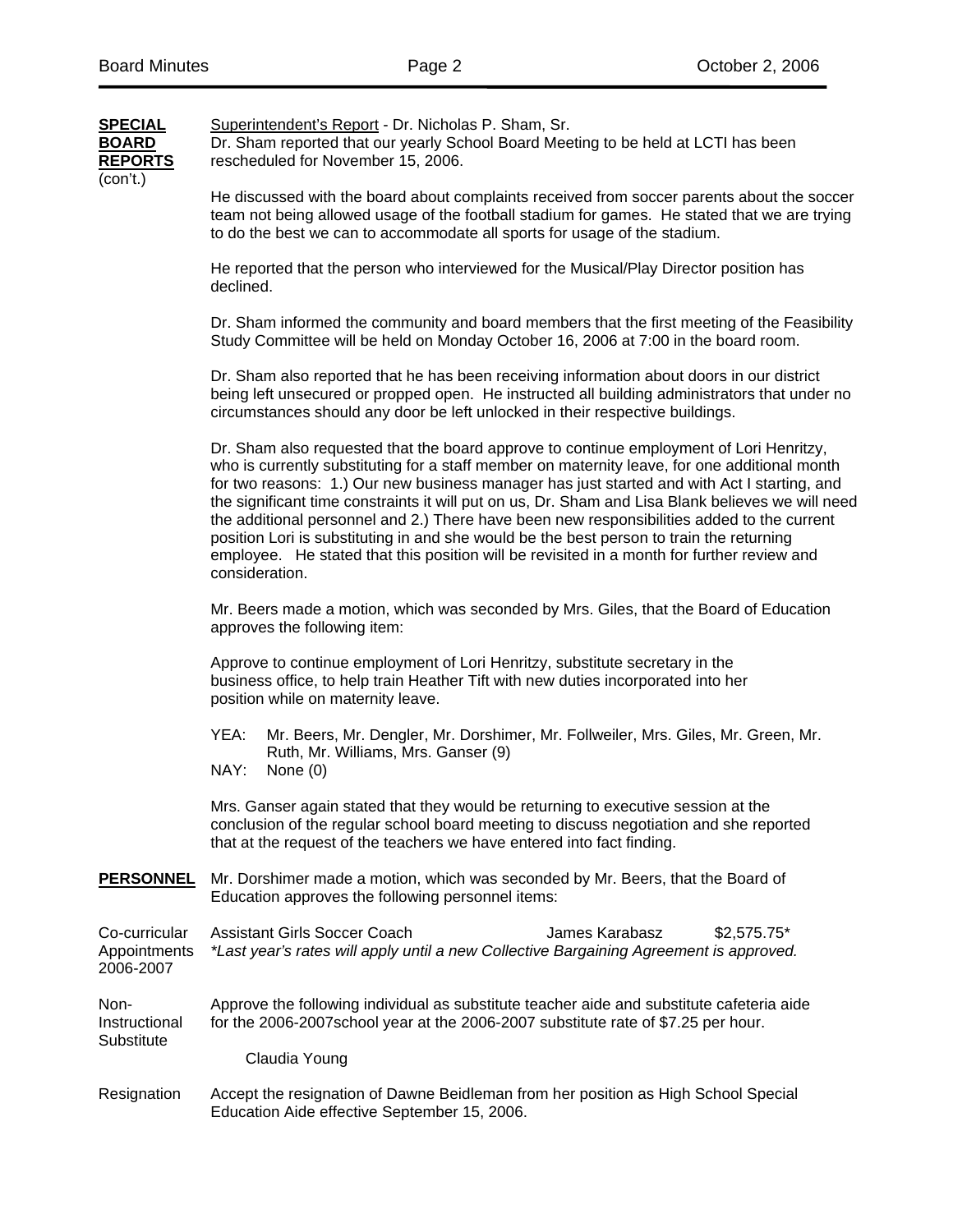**SPECIAL BOARD REPORTS** (con't.)

Superintendent's Report - Dr. Nicholas P. Sham, Sr.

Dr. Sham reported that our yearly School Board Meeting to be held at LCTI has been rescheduled for November 15, 2006.

He discussed with the board about complaints received from soccer parents about the soccer team not being allowed usage of the football stadium for games. He stated that we are trying to do the best we can to accommodate all sports for usage of the stadium.

He reported that the person who interviewed for the Musical/Play Director position has declined.

Dr. Sham informed the community and board members that the first meeting of the Feasibility Study Committee will be held on Monday October 16, 2006 at 7:00 in the board room.

Dr. Sham also reported that he has been receiving information about doors in our district being left unsecured or propped open. He instructed all building administrators that under no circumstances should any door be left unlocked in their respective buildings.

Dr. Sham also requested that the board approve to continue employment of Lori Henritzy, who is currently substituting for a staff member on maternity leave, for one additional month for two reasons: 1.) Our new business manager has just started and with Act I starting, and the significant time constraints it will put on us, Dr. Sham and Lisa Blank believes we will need the additional personnel and 2.) There have been new responsibilities added to the current position Lori is substituting in and she would be the best person to train the returning employee. He stated that this position will be revisited in a month for further review and consideration.

Mr. Beers made a motion, which was seconded by Mrs. Giles, that the Board of Education approves the following item:

Approve to continue employment of Lori Henritzy, substitute secretary in the business office, to help train Heather Tift with new duties incorporated into her position while on maternity leave.

YEA: Mr. Beers, Mr. Dengler, Mr. Dorshimer, Mr. Follweiler, Mrs. Giles, Mr. Green, Mr. Ruth, Mr. Williams, Mrs. Ganser (9)
NAY: None (0)

Mrs. Ganser again stated that they would be returning to executive session at the conclusion of the regular school board meeting to discuss negotiation and she reported that at the request of the teachers we have entered into fact finding.

**PERSONNEL**

Mr. Dorshimer made a motion, which was seconded by Mr. Beers, that the Board of Education approves the following personnel items:

Co-curricular Appointments 2006-2007

| Assistant Girls Soccer Coach | James Karabasz | \$2,575.75* |
|---|---|---|

*\*Last year's rates will apply until a new Collective Bargaining Agreement is approved.*

Non-Instructional Substitute

Approve the following individual as substitute teacher aide and substitute cafeteria aide for the 2006-2007school year at the 2006-2007 substitute rate of \$7.25 per hour.

Claudia Young

Resignation

Accept the resignation of Dawne Beidleman from her position as High School Special Education Aide effective September 15, 2006.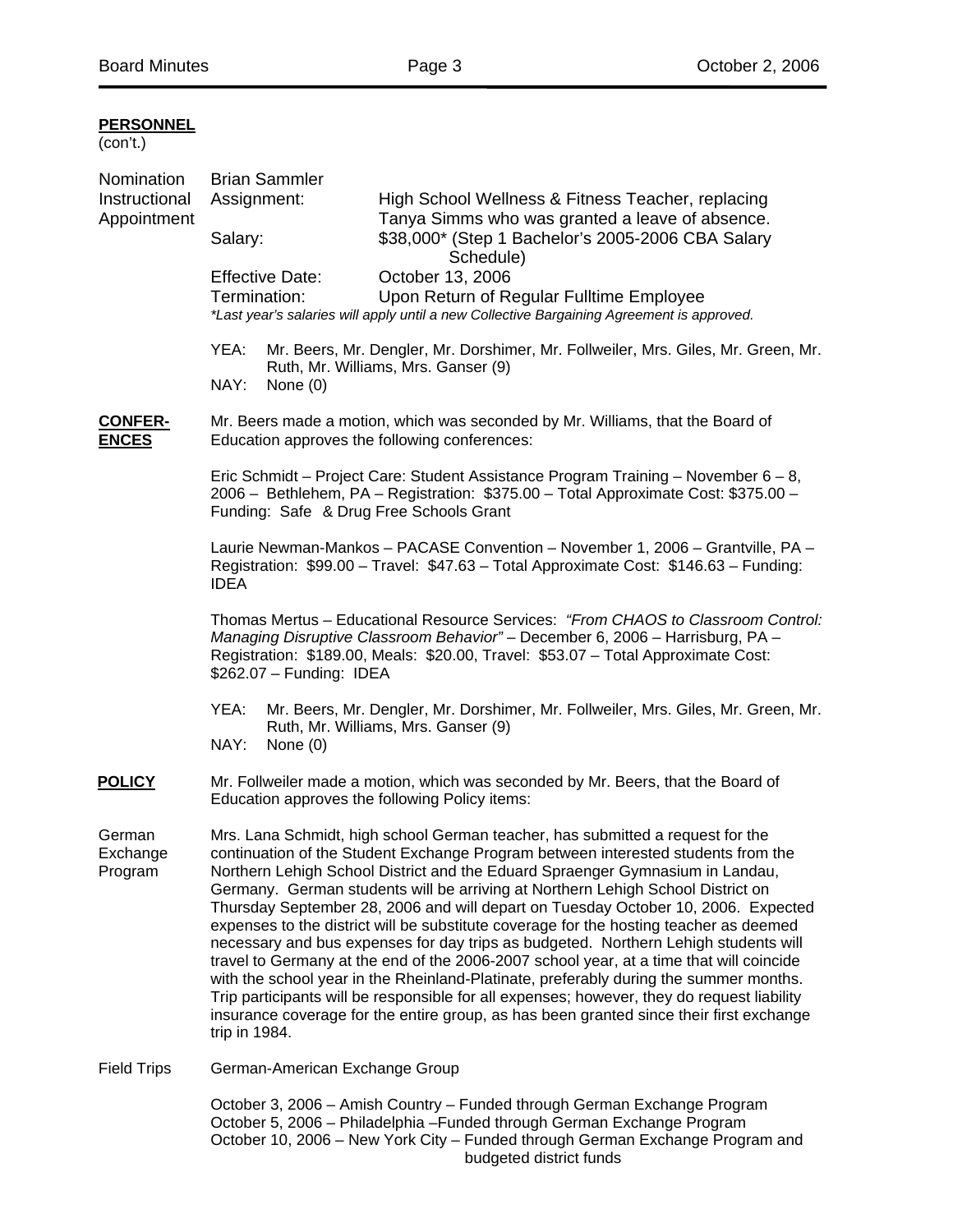**PERSONNEL**
(con't.)

Nomination Instructional Appointment

Brian Sammler

Assignment: High School Wellness & Fitness Teacher, replacing Tanya Simms who was granted a leave of absence.

Salary: $38,000* (Step 1 Bachelor's 2005-2006 CBA Salary Schedule)

Effective Date: October 13, 2006

Termination: Upon Return of Regular Fulltime Employee

*\*Last year's salaries will apply until a new Collective Bargaining Agreement is approved.*

YEA: Mr. Beers, Mr. Dengler, Mr. Dorshimer, Mr. Follweiler, Mrs. Giles, Mr. Green, Mr. Ruth, Mr. Williams, Mrs. Ganser (9)
NAY: None (0)

**CONFERENCES**

Mr. Beers made a motion, which was seconded by Mr. Williams, that the Board of Education approves the following conferences:

Eric Schmidt – Project Care: Student Assistance Program Training – November 6 – 8, 2006 – Bethlehem, PA – Registration: $375.00 – Total Approximate Cost: $375.00 – Funding: Safe & Drug Free Schools Grant

Laurie Newman-Mankos – PACASE Convention – November 1, 2006 – Grantville, PA – Registration: $99.00 – Travel: $47.63 – Total Approximate Cost: $146.63 – Funding: IDEA

Thomas Mertus – Educational Resource Services: *"From CHAOS to Classroom Control: Managing Disruptive Classroom Behavior"* – December 6, 2006 – Harrisburg, PA – Registration: $189.00, Meals: $20.00, Travel: $53.07 – Total Approximate Cost: $262.07 – Funding: IDEA

YEA: Mr. Beers, Mr. Dengler, Mr. Dorshimer, Mr. Follweiler, Mrs. Giles, Mr. Green, Mr. Ruth, Mr. Williams, Mrs. Ganser (9)
NAY: None (0)

**POLICY**

Mr. Follweiler made a motion, which was seconded by Mr. Beers, that the Board of Education approves the following Policy items:

German Exchange Program

Mrs. Lana Schmidt, high school German teacher, has submitted a request for the continuation of the Student Exchange Program between interested students from the Northern Lehigh School District and the Eduard Spraenger Gymnasium in Landau, Germany. German students will be arriving at Northern Lehigh School District on Thursday September 28, 2006 and will depart on Tuesday October 10, 2006. Expected expenses to the district will be substitute coverage for the hosting teacher as deemed necessary and bus expenses for day trips as budgeted. Northern Lehigh students will travel to Germany at the end of the 2006-2007 school year, at a time that will coincide with the school year in the Rheinland-Platinate, preferably during the summer months. Trip participants will be responsible for all expenses; however, they do request liability insurance coverage for the entire group, as has been granted since their first exchange trip in 1984.

Field Trips

German-American Exchange Group

October 3, 2006 – Amish Country – Funded through German Exchange Program
October 5, 2006 – Philadelphia –Funded through German Exchange Program
October 10, 2006 – New York City – Funded through German Exchange Program and budgeted district funds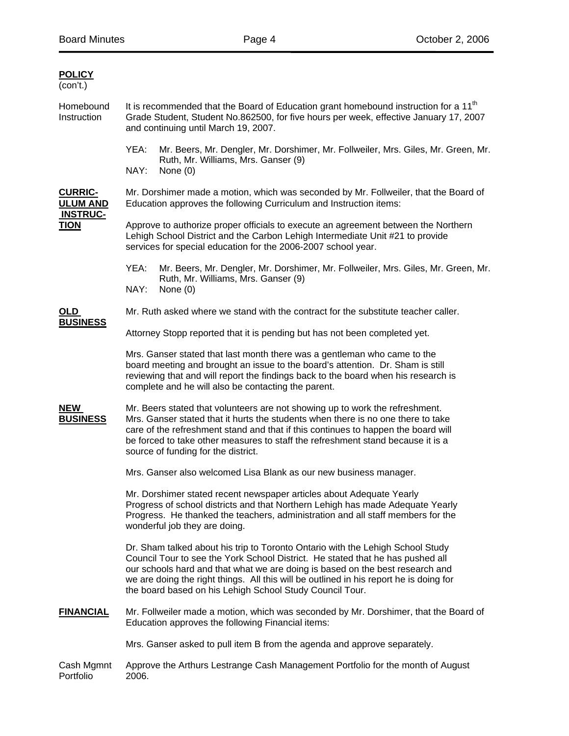**POLICY**
(con't.)

Homebound Instruction

It is recommended that the Board of Education grant homebound instruction for a 11th Grade Student, Student No.862500, for five hours per week, effective January 17, 2007 and continuing until March 19, 2007.

YEA: Mr. Beers, Mr. Dengler, Mr. Dorshimer, Mr. Follweiler, Mrs. Giles, Mr. Green, Mr. Ruth, Mr. Williams, Mrs. Ganser (9)
NAY: None (0)

**CURRICULUM AND INSTRUCTION**

Mr. Dorshimer made a motion, which was seconded by Mr. Follweiler, that the Board of Education approves the following Curriculum and Instruction items:

Approve to authorize proper officials to execute an agreement between the Northern Lehigh School District and the Carbon Lehigh Intermediate Unit #21 to provide services for special education for the 2006-2007 school year.

YEA: Mr. Beers, Mr. Dengler, Mr. Dorshimer, Mr. Follweiler, Mrs. Giles, Mr. Green, Mr. Ruth, Mr. Williams, Mrs. Ganser (9)
NAY: None (0)

**OLD BUSINESS**

Mr. Ruth asked where we stand with the contract for the substitute teacher caller.

Attorney Stopp reported that it is pending but has not been completed yet.

Mrs. Ganser stated that last month there was a gentleman who came to the board meeting and brought an issue to the board's attention. Dr. Sham is still reviewing that and will report the findings back to the board when his research is complete and he will also be contacting the parent.

**NEW BUSINESS**

Mr. Beers stated that volunteers are not showing up to work the refreshment. Mrs. Ganser stated that it hurts the students when there is no one there to take care of the refreshment stand and that if this continues to happen the board will be forced to take other measures to staff the refreshment stand because it is a source of funding for the district.

Mrs. Ganser also welcomed Lisa Blank as our new business manager.

Mr. Dorshimer stated recent newspaper articles about Adequate Yearly Progress of school districts and that Northern Lehigh has made Adequate Yearly Progress. He thanked the teachers, administration and all staff members for the wonderful job they are doing.

Dr. Sham talked about his trip to Toronto Ontario with the Lehigh School Study Council Tour to see the York School District. He stated that he has pushed all our schools hard and that what we are doing is based on the best research and we are doing the right things. All this will be outlined in his report he is doing for the board based on his Lehigh School Study Council Tour.

**FINANCIAL**

Mr. Follweiler made a motion, which was seconded by Mr. Dorshimer, that the Board of Education approves the following Financial items:

Mrs. Ganser asked to pull item B from the agenda and approve separately.

Cash Mgmnt Portfolio

Approve the Arthurs Lestrange Cash Management Portfolio for the month of August 2006.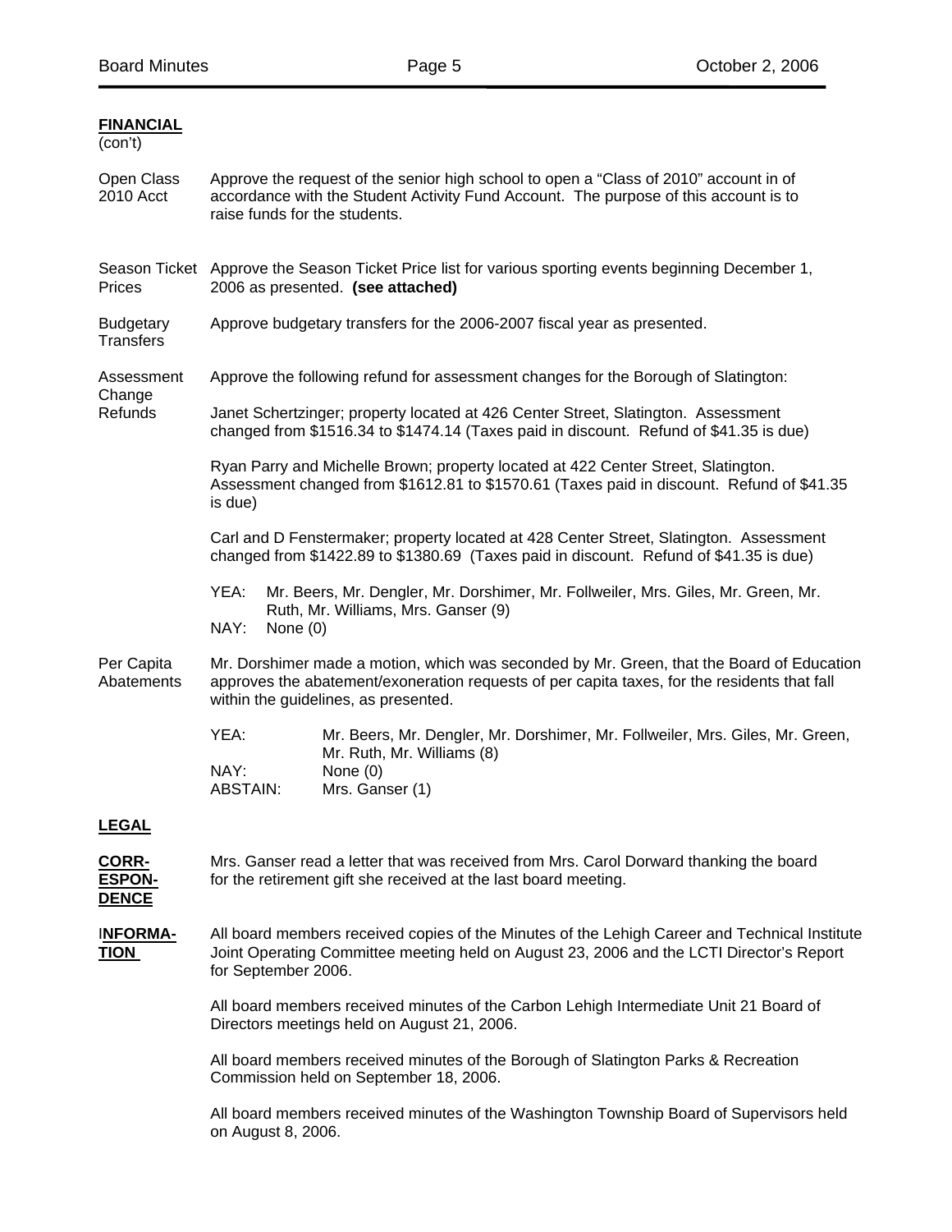**FINANCIAL**
(con't)

**Open Class 2010 Acct**

Approve the request of the senior high school to open a "Class of 2010" account in of accordance with the Student Activity Fund Account. The purpose of this account is to raise funds for the students.

**Season Ticket Prices**

Approve the Season Ticket Price list for various sporting events beginning December 1, 2006 as presented. **(see attached)**

**Budgetary Transfers**

Approve budgetary transfers for the 2006-2007 fiscal year as presented.

**Assessment Change Refunds**

Approve the following refund for assessment changes for the Borough of Slatington:

Janet Schertzinger; property located at 426 Center Street, Slatington. Assessment changed from $1516.34 to $1474.14 (Taxes paid in discount. Refund of $41.35 is due)

Ryan Parry and Michelle Brown; property located at 422 Center Street, Slatington. Assessment changed from $1612.81 to $1570.61 (Taxes paid in discount. Refund of $41.35 is due)

Carl and D Fenstermaker; property located at 428 Center Street, Slatington. Assessment changed from $1422.89 to $1380.69 (Taxes paid in discount. Refund of $41.35 is due)

YEA: Mr. Beers, Mr. Dengler, Mr. Dorshimer, Mr. Follweiler, Mrs. Giles, Mr. Green, Mr. Ruth, Mr. Williams, Mrs. Ganser (9)
NAY: None (0)

**Per Capita Abatements**

Mr. Dorshimer made a motion, which was seconded by Mr. Green, that the Board of Education approves the abatement/exoneration requests of per capita taxes, for the residents that fall within the guidelines, as presented.

YEA: Mr. Beers, Mr. Dengler, Mr. Dorshimer, Mr. Follweiler, Mrs. Giles, Mr. Green, Mr. Ruth, Mr. Williams (8)
NAY: None (0)
ABSTAIN: Mrs. Ganser (1)

**LEGAL**

**CORR-ESPON-DENCE**

Mrs. Ganser read a letter that was received from Mrs. Carol Dorward thanking the board for the retirement gift she received at the last board meeting.

**INFORMA-TION**

All board members received copies of the Minutes of the Lehigh Career and Technical Institute Joint Operating Committee meeting held on August 23, 2006 and the LCTI Director's Report for September 2006.

All board members received minutes of the Carbon Lehigh Intermediate Unit 21 Board of Directors meetings held on August 21, 2006.

All board members received minutes of the Borough of Slatington Parks & Recreation Commission held on September 18, 2006.

All board members received minutes of the Washington Township Board of Supervisors held on August 8, 2006.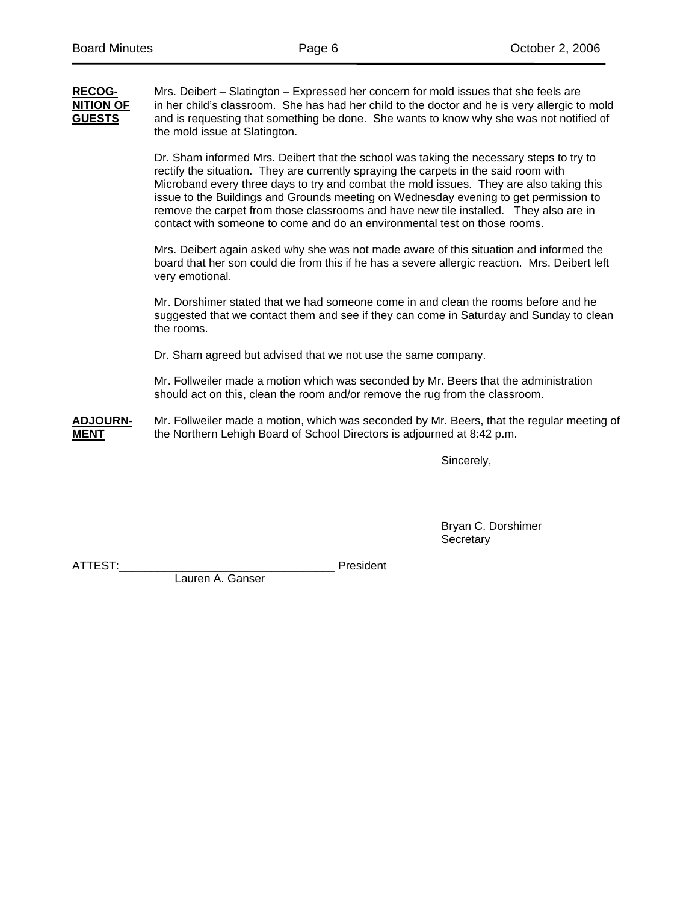**RECOGNITION OF GUESTS**

Mrs. Deibert – Slatington – Expressed her concern for mold issues that she feels are in her child's classroom. She has had her child to the doctor and he is very allergic to mold and is requesting that something be done. She wants to know why she was not notified of the mold issue at Slatington.

Dr. Sham informed Mrs. Deibert that the school was taking the necessary steps to try to rectify the situation. They are currently spraying the carpets in the said room with Microband every three days to try and combat the mold issues. They are also taking this issue to the Buildings and Grounds meeting on Wednesday evening to get permission to remove the carpet from those classrooms and have new tile installed. They also are in contact with someone to come and do an environmental test on those rooms.

Mrs. Deibert again asked why she was not made aware of this situation and informed the board that her son could die from this if he has a severe allergic reaction. Mrs. Deibert left very emotional.

Mr. Dorshimer stated that we had someone come in and clean the rooms before and he suggested that we contact them and see if they can come in Saturday and Sunday to clean the rooms.

Dr. Sham agreed but advised that we not use the same company.

Mr. Follweiler made a motion which was seconded by Mr. Beers that the administration should act on this, clean the room and/or remove the rug from the classroom.

**ADJOURNMENT**

Mr. Follweiler made a motion, which was seconded by Mr. Beers, that the regular meeting of the Northern Lehigh Board of School Directors is adjourned at 8:42 p.m.

Sincerely,

Bryan C. Dorshimer
Secretary

ATTEST:_________________________________ President
Lauren A. Ganser